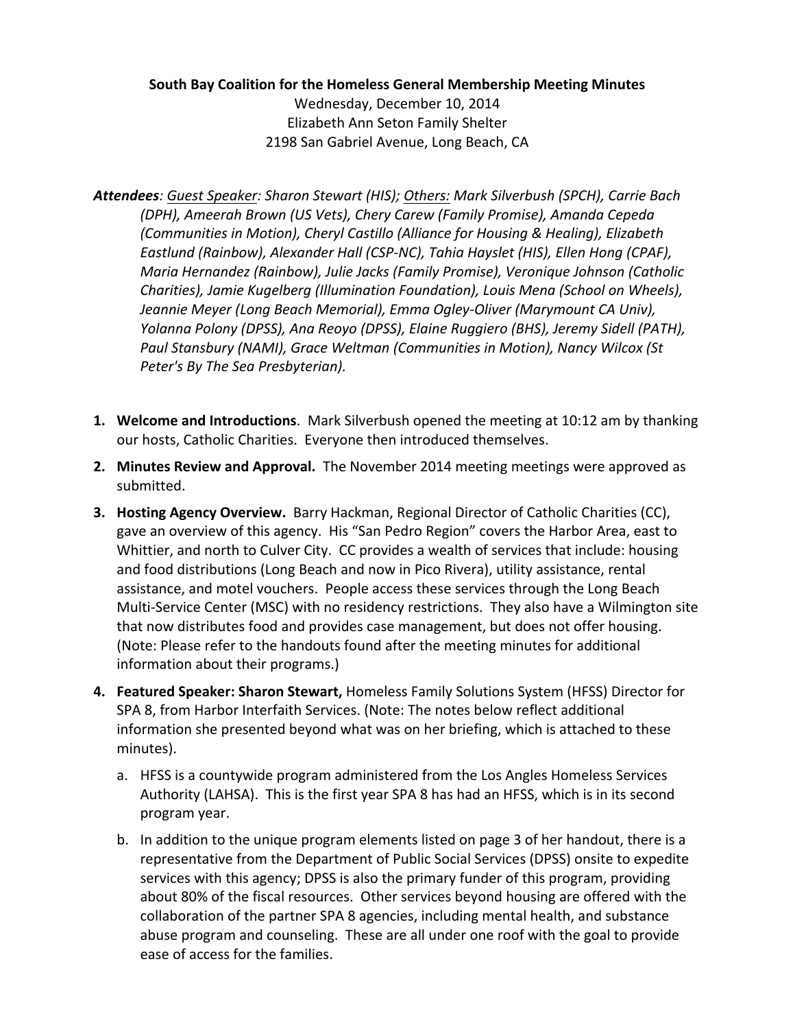**South Bay Coalition for the Homeless General Membership Meeting Minutes**

Wednesday, December 10, 2014

Elizabeth Ann Seton Family Shelter

2198 San Gabriel Avenue, Long Beach, CA

***Attendees**: <u>Guest Speaker</u>: Sharon Stewart (HIS); <u>Others:</u> Mark Silverbush (SPCH), Carrie Bach (DPH), Ameerah Brown (US Vets), Chery Carew (Family Promise), Amanda Cepeda (Communities in Motion), Cheryl Castillo (Alliance for Housing & Healing), Elizabeth Eastlund (Rainbow), Alexander Hall (CSP-NC), Tahia Hayslet (HIS), Ellen Hong (CPAF), Maria Hernandez (Rainbow), Julie Jacks (Family Promise), Veronique Johnson (Catholic Charities), Jamie Kugelberg (Illumination Foundation), Louis Mena (School on Wheels), Jeannie Meyer (Long Beach Memorial), Emma Ogley-Oliver (Marymount CA Univ), Yolanna Polony (DPSS), Ana Reoyo (DPSS), Elaine Ruggiero (BHS), Jeremy Sidell (PATH), Paul Stansbury (NAMI), Grace Weltman (Communities in Motion), Nancy Wilcox (St Peter's By The Sea Presbyterian).*

1. **Welcome and Introductions**. Mark Silverbush opened the meeting at 10:12 am by thanking our hosts, Catholic Charities. Everyone then introduced themselves.
2. **Minutes Review and Approval.** The November 2014 meeting meetings were approved as submitted.
3. **Hosting Agency Overview.** Barry Hackman, Regional Director of Catholic Charities (CC), gave an overview of this agency. His "San Pedro Region" covers the Harbor Area, east to Whittier, and north to Culver City. CC provides a wealth of services that include: housing and food distributions (Long Beach and now in Pico Rivera), utility assistance, rental assistance, and motel vouchers. People access these services through the Long Beach Multi-Service Center (MSC) with no residency restrictions. They also have a Wilmington site that now distributes food and provides case management, but does not offer housing. (Note: Please refer to the handouts found after the meeting minutes for additional information about their programs.)
4. **Featured Speaker: Sharon Stewart,** Homeless Family Solutions System (HFSS) Director for SPA 8, from Harbor Interfaith Services. (Note: The notes below reflect additional information she presented beyond what was on her briefing, which is attached to these minutes).
   a. HFSS is a countywide program administered from the Los Angles Homeless Services Authority (LAHSA). This is the first year SPA 8 has had an HFSS, which is in its second program year.
   b. In addition to the unique program elements listed on page 3 of her handout, there is a representative from the Department of Public Social Services (DPSS) onsite to expedite services with this agency; DPSS is also the primary funder of this program, providing about 80% of the fiscal resources. Other services beyond housing are offered with the collaboration of the partner SPA 8 agencies, including mental health, and substance abuse program and counseling. These are all under one roof with the goal to provide ease of access for the families.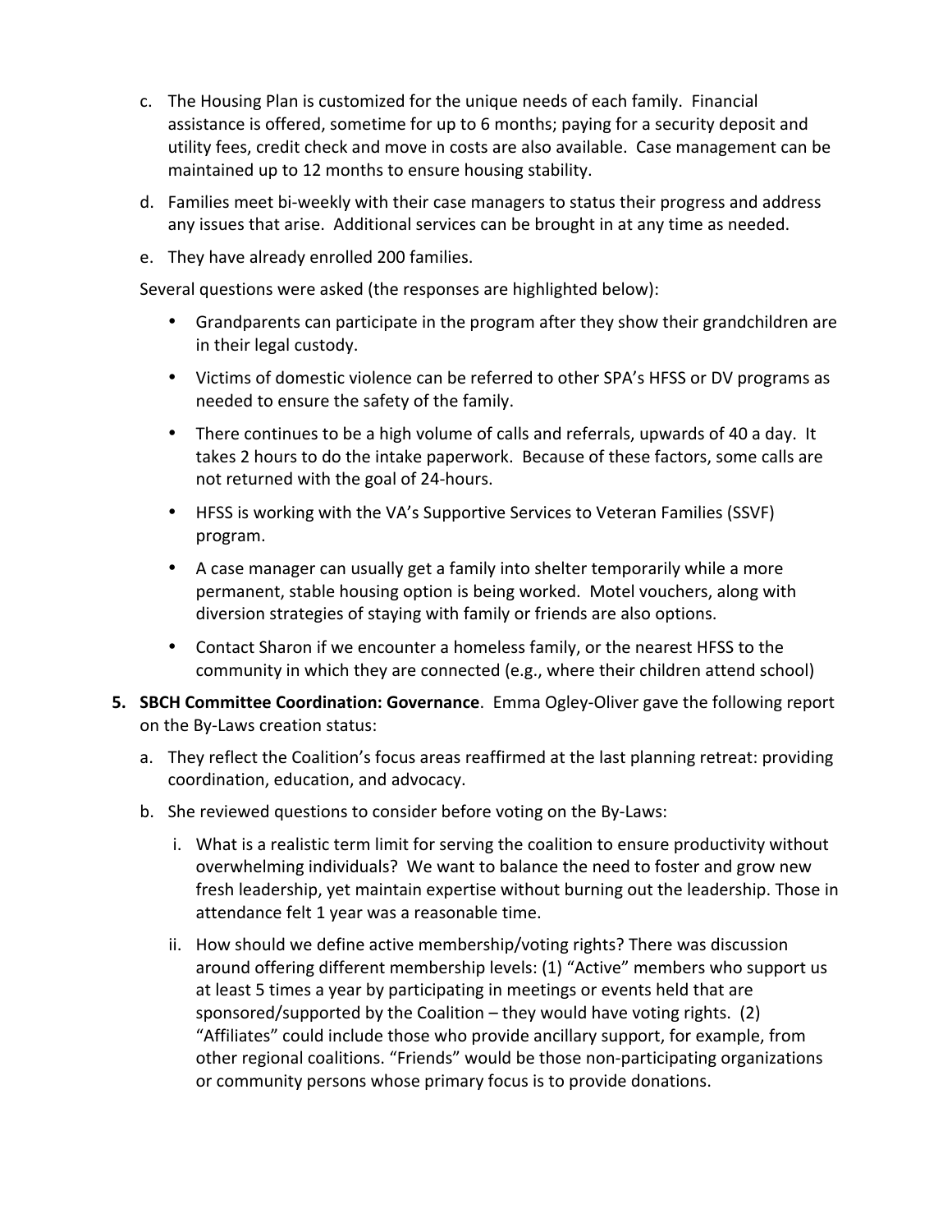c. The Housing Plan is customized for the unique needs of each family. Financial assistance is offered, sometime for up to 6 months; paying for a security deposit and utility fees, credit check and move in costs are also available. Case management can be maintained up to 12 months to ensure housing stability.

d. Families meet bi-weekly with their case managers to status their progress and address any issues that arise. Additional services can be brought in at any time as needed.

e. They have already enrolled 200 families.

Several questions were asked (the responses are highlighted below):

- Grandparents can participate in the program after they show their grandchildren are in their legal custody.
- Victims of domestic violence can be referred to other SPA's HFSS or DV programs as needed to ensure the safety of the family.
- There continues to be a high volume of calls and referrals, upwards of 40 a day. It takes 2 hours to do the intake paperwork. Because of these factors, some calls are not returned with the goal of 24-hours.
- HFSS is working with the VA's Supportive Services to Veteran Families (SSVF) program.
- A case manager can usually get a family into shelter temporarily while a more permanent, stable housing option is being worked. Motel vouchers, along with diversion strategies of staying with family or friends are also options.
- Contact Sharon if we encounter a homeless family, or the nearest HFSS to the community in which they are connected (e.g., where their children attend school)

5. **SBCH Committee Coordination: Governance**. Emma Ogley-Oliver gave the following report on the By-Laws creation status:

   a. They reflect the Coalition's focus areas reaffirmed at the last planning retreat: providing coordination, education, and advocacy.

   b. She reviewed questions to consider before voting on the By-Laws:

      i. What is a realistic term limit for serving the coalition to ensure productivity without overwhelming individuals? We want to balance the need to foster and grow new fresh leadership, yet maintain expertise without burning out the leadership. Those in attendance felt 1 year was a reasonable time.

      ii. How should we define active membership/voting rights? There was discussion around offering different membership levels: (1) "Active" members who support us at least 5 times a year by participating in meetings or events held that are sponsored/supported by the Coalition – they would have voting rights. (2) "Affiliates" could include those who provide ancillary support, for example, from other regional coalitions. "Friends" would be those non-participating organizations or community persons whose primary focus is to provide donations.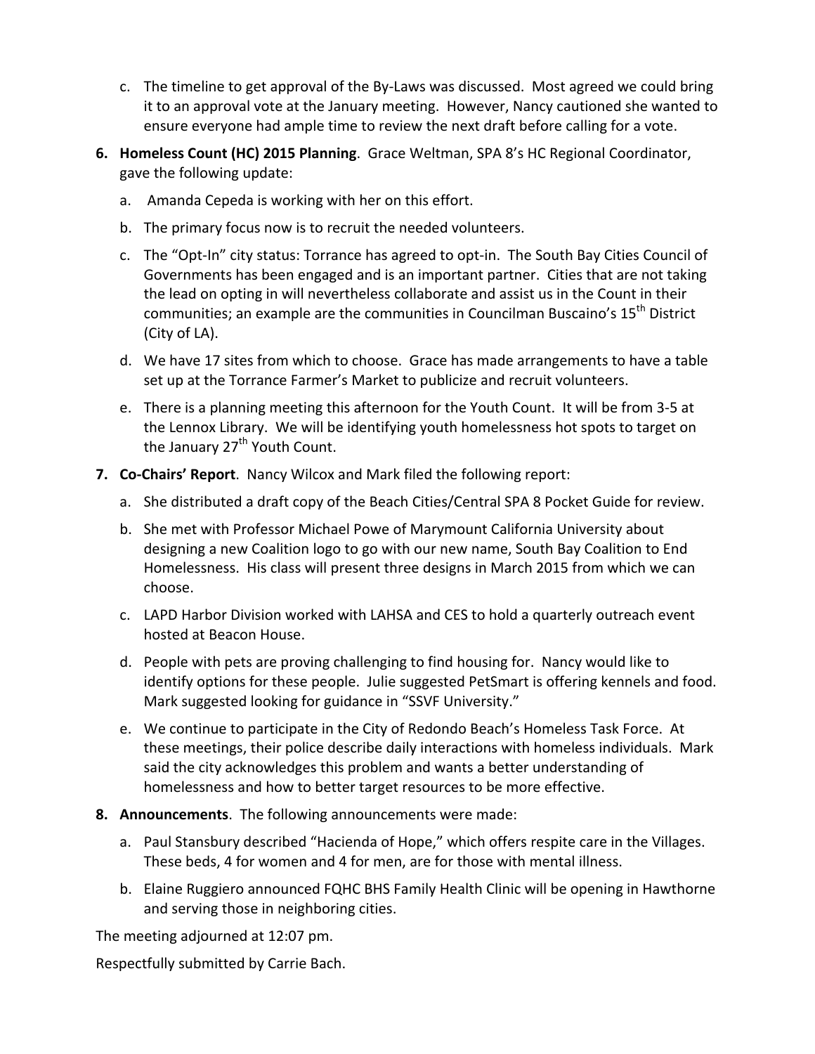c. The timeline to get approval of the By-Laws was discussed. Most agreed we could bring it to an approval vote at the January meeting. However, Nancy cautioned she wanted to ensure everyone had ample time to review the next draft before calling for a vote.

6. **Homeless Count (HC) 2015 Planning**. Grace Weltman, SPA 8's HC Regional Coordinator, gave the following update:

   a. Amanda Cepeda is working with her on this effort.

   b. The primary focus now is to recruit the needed volunteers.

   c. The "Opt-In" city status: Torrance has agreed to opt-in. The South Bay Cities Council of Governments has been engaged and is an important partner. Cities that are not taking the lead on opting in will nevertheless collaborate and assist us in the Count in their communities; an example are the communities in Councilman Buscaino's 15th District (City of LA).

   d. We have 17 sites from which to choose. Grace has made arrangements to have a table set up at the Torrance Farmer's Market to publicize and recruit volunteers.

   e. There is a planning meeting this afternoon for the Youth Count. It will be from 3-5 at the Lennox Library. We will be identifying youth homelessness hot spots to target on the January 27th Youth Count.

7. **Co-Chairs' Report**. Nancy Wilcox and Mark filed the following report:

   a. She distributed a draft copy of the Beach Cities/Central SPA 8 Pocket Guide for review.

   b. She met with Professor Michael Powe of Marymount California University about designing a new Coalition logo to go with our new name, South Bay Coalition to End Homelessness. His class will present three designs in March 2015 from which we can choose.

   c. LAPD Harbor Division worked with LAHSA and CES to hold a quarterly outreach event hosted at Beacon House.

   d. People with pets are proving challenging to find housing for. Nancy would like to identify options for these people. Julie suggested PetSmart is offering kennels and food. Mark suggested looking for guidance in "SSVF University."

   e. We continue to participate in the City of Redondo Beach's Homeless Task Force. At these meetings, their police describe daily interactions with homeless individuals. Mark said the city acknowledges this problem and wants a better understanding of homelessness and how to better target resources to be more effective.

8. **Announcements**. The following announcements were made:

   a. Paul Stansbury described "Hacienda of Hope," which offers respite care in the Villages. These beds, 4 for women and 4 for men, are for those with mental illness.

   b. Elaine Ruggiero announced FQHC BHS Family Health Clinic will be opening in Hawthorne and serving those in neighboring cities.

The meeting adjourned at 12:07 pm.

Respectfully submitted by Carrie Bach.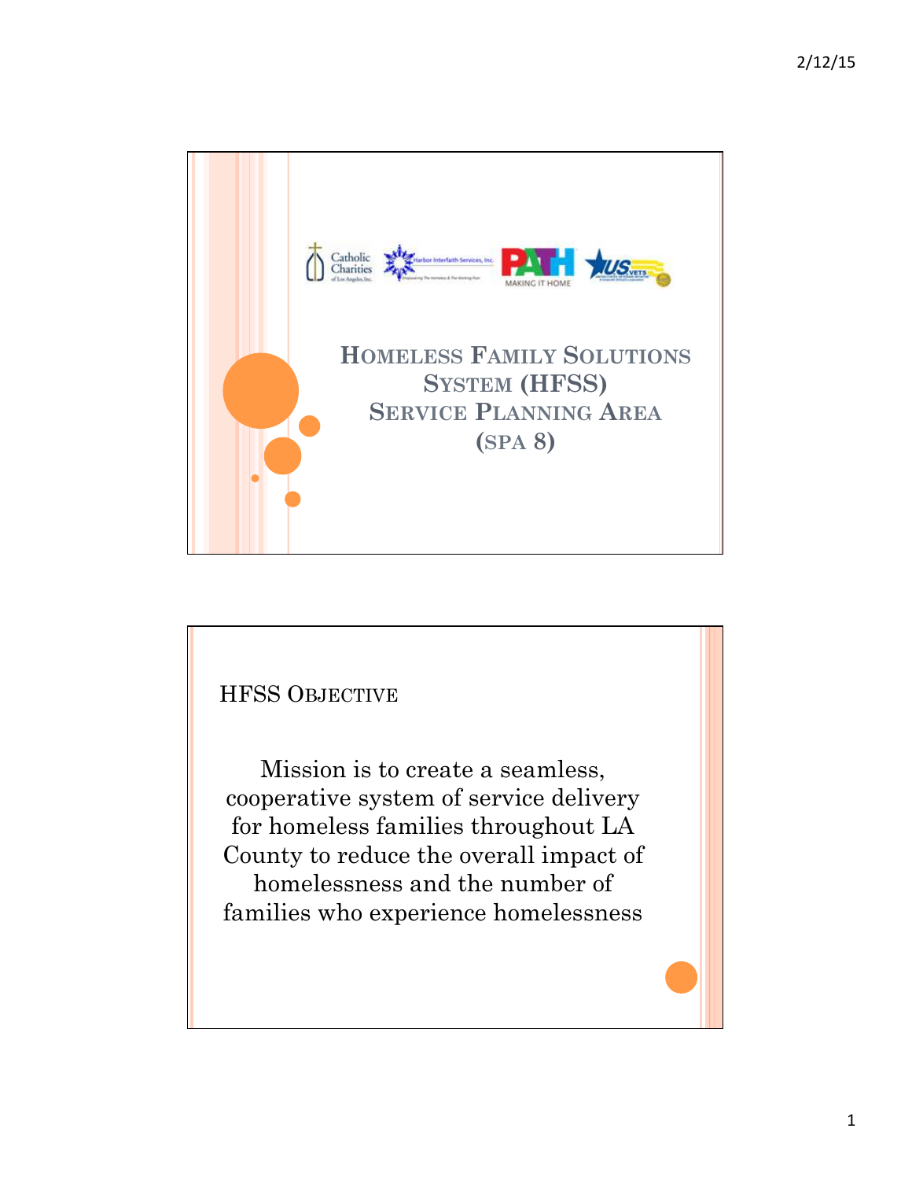# Homeless Family Solutions System (HFSS) Service Planning Area (SPA 8)

## HFSS Objective

Mission is to create a seamless, cooperative system of service delivery for homeless families throughout LA County to reduce the overall impact of homelessness and the number of families who experience homelessness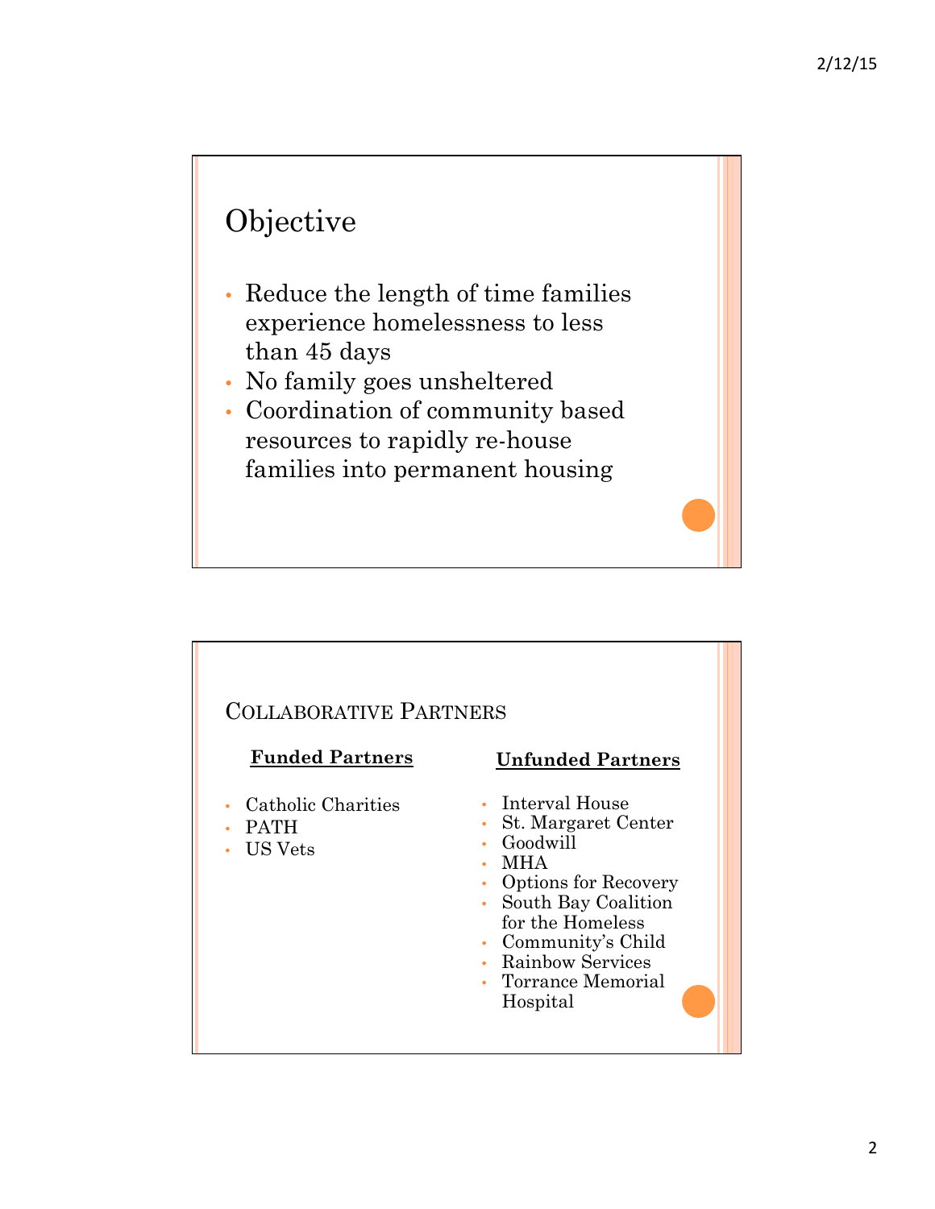# Objective

- Reduce the length of time families experience homelessness to less than 45 days
- No family goes unsheltered
- Coordination of community based resources to rapidly re-house families into permanent housing

# Collaborative Partners

**Funded Partners**

- Catholic Charities
- PATH
- US Vets

**Unfunded Partners**

- Interval House
- St. Margaret Center
- Goodwill
- MHA
- Options for Recovery
- South Bay Coalition for the Homeless
- Community's Child
- Rainbow Services
- Torrance Memorial Hospital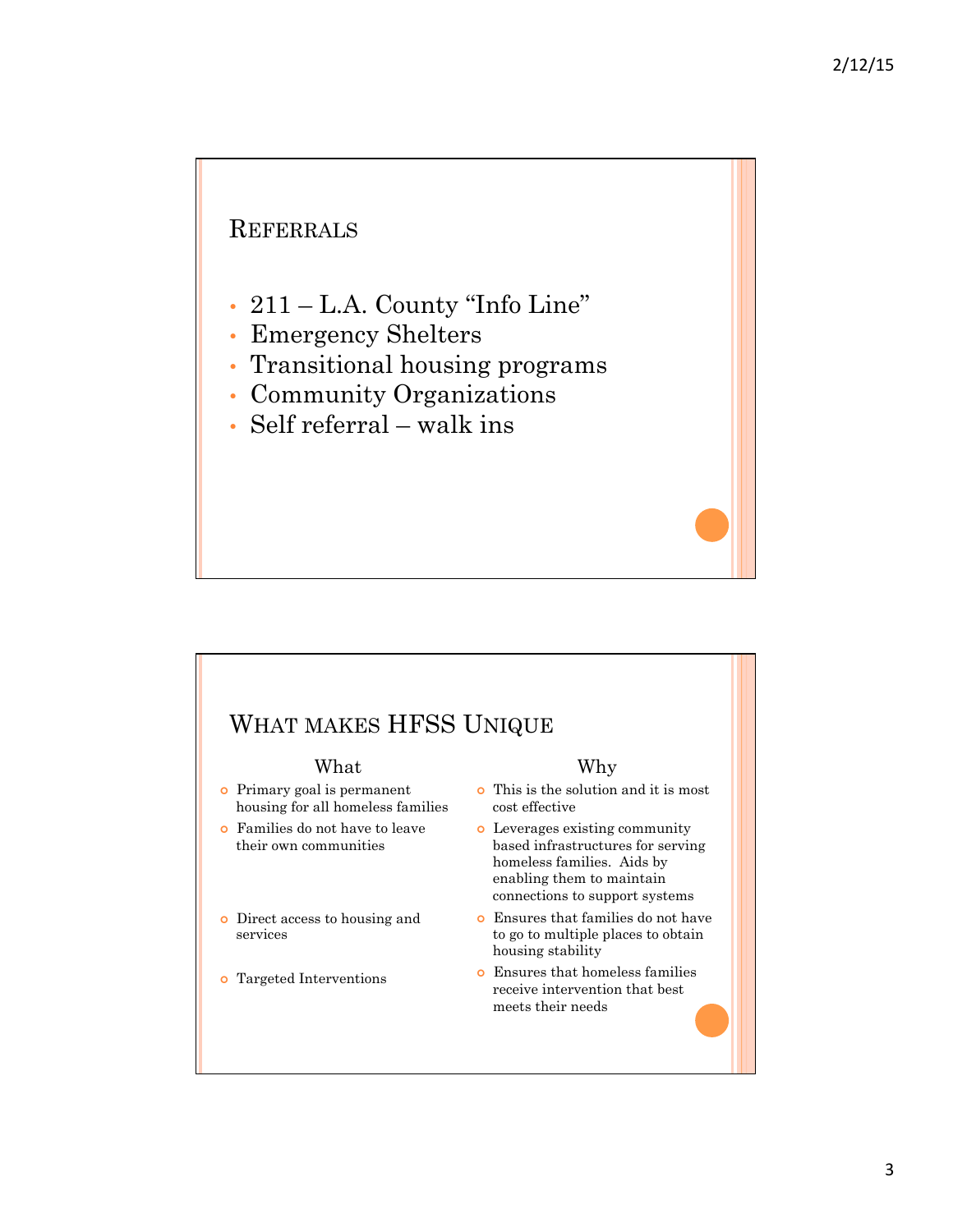## Referrals

- 211 – L.A. County "Info Line"
- Emergency Shelters
- Transitional housing programs
- Community Organizations
- Self referral – walk ins

## What makes HFSS Unique

| What | Why |
|---|---|
| Primary goal is permanent housing for all homeless families | This is the solution and it is most cost effective |
| Families do not have to leave their own communities | Leverages existing community based infrastructures for serving homeless families. Aids by enabling them to maintain connections to support systems |
| Direct access to housing and services | Ensures that families do not have to go to multiple places to obtain housing stability |
| Targeted Interventions | Ensures that homeless families receive intervention that best meets their needs |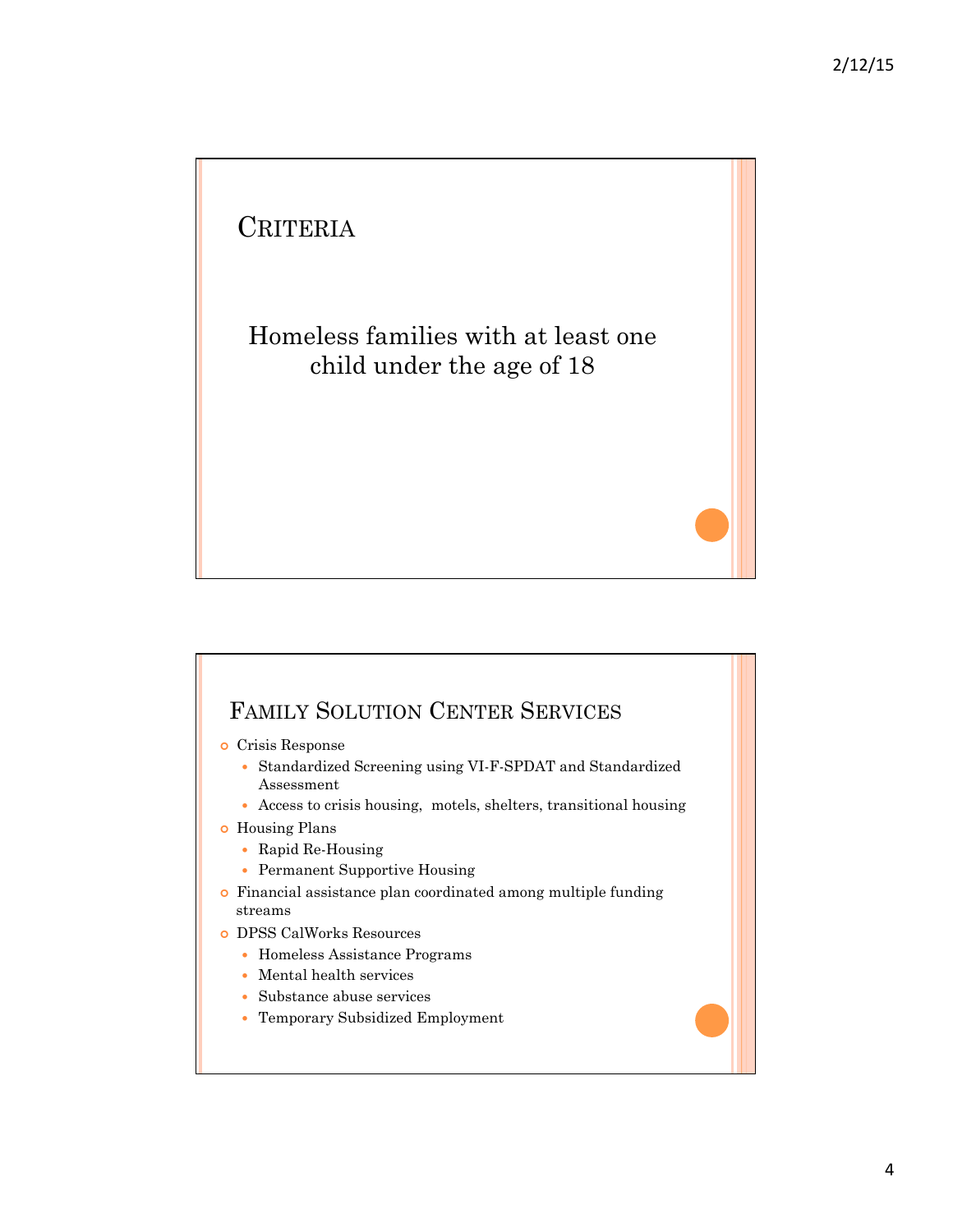## Criteria

Homeless families with at least one child under the age of 18

## Family Solution Center Services

- Crisis Response
  - Standardized Screening using VI-F-SPDAT and Standardized Assessment
  - Access to crisis housing, motels, shelters, transitional housing
- Housing Plans
  - Rapid Re-Housing
  - Permanent Supportive Housing
- Financial assistance plan coordinated among multiple funding streams
- DPSS CalWorks Resources
  - Homeless Assistance Programs
  - Mental health services
  - Substance abuse services
  - Temporary Subsidized Employment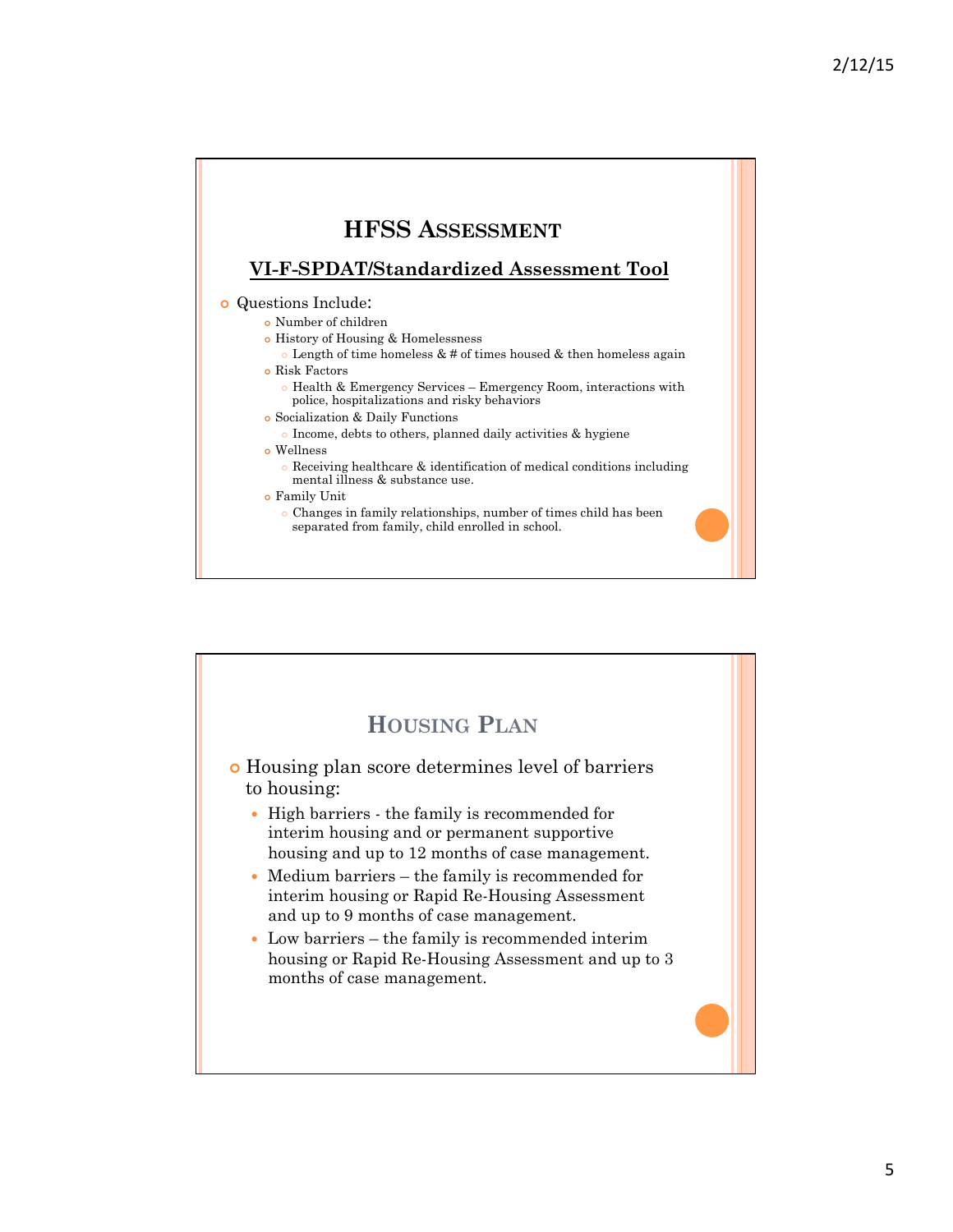## HFSS Assessment

**VI-F-SPDAT/Standardized Assessment Tool**

- Questions Include:
  - Number of children
  - History of Housing & Homelessness
    - Length of time homeless & # of times housed & then homeless again
  - Risk Factors
    - Health & Emergency Services – Emergency Room, interactions with police, hospitalizations and risky behaviors
  - Socialization & Daily Functions
    - Income, debts to others, planned daily activities & hygiene
  - Wellness
    - Receiving healthcare & identification of medical conditions including mental illness & substance use.
  - Family Unit
    - Changes in family relationships, number of times child has been separated from family, child enrolled in school.

## Housing Plan

- Housing plan score determines level of barriers to housing:
  - High barriers - the family is recommended for interim housing and or permanent supportive housing and up to 12 months of case management.
  - Medium barriers – the family is recommended for interim housing or Rapid Re-Housing Assessment and up to 9 months of case management.
  - Low barriers – the family is recommended interim housing or Rapid Re-Housing Assessment and up to 3 months of case management.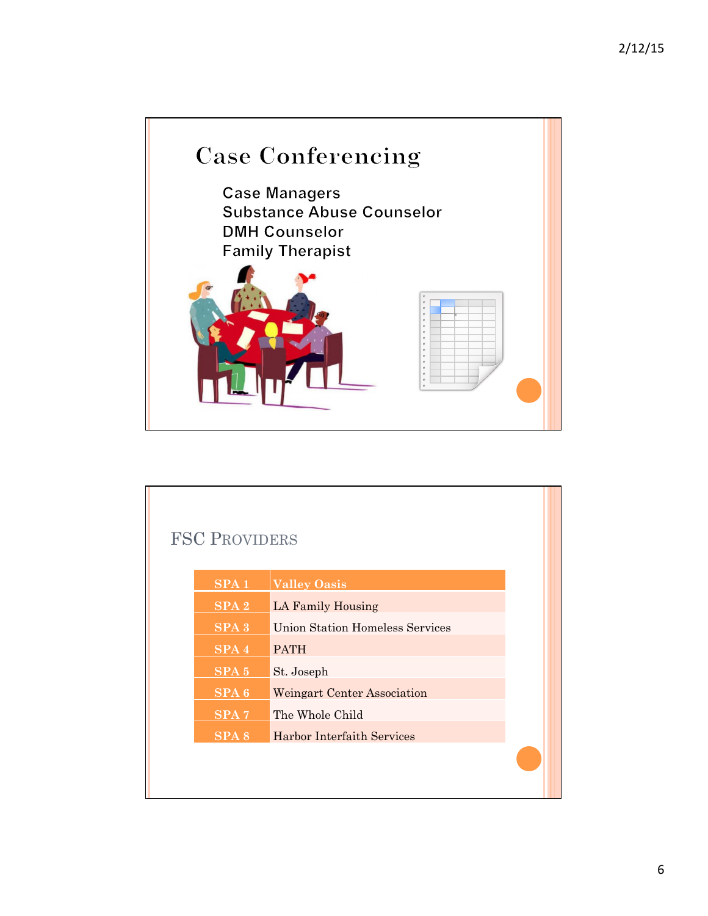# Case Conferencing

Case Managers
Substance Abuse Counselor
DMH Counselor
Family Therapist

## FSC Providers

| SPA 1 | Valley Oasis |
|---|---|
| SPA 2 | LA Family Housing |
| SPA 3 | Union Station Homeless Services |
| SPA 4 | PATH |
| SPA 5 | St. Joseph |
| SPA 6 | Weingart Center Association |
| SPA 7 | The Whole Child |
| SPA 8 | Harbor Interfaith Services |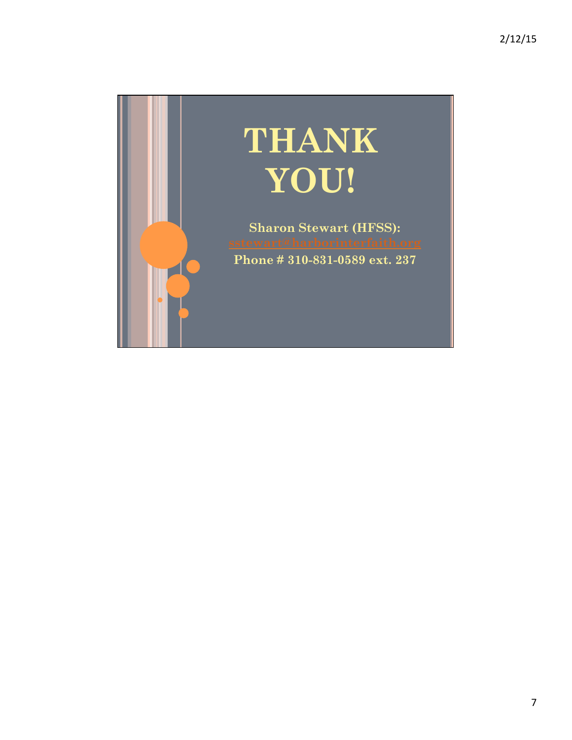# THANK YOU!

**Sharon Stewart (HFSS):**

**sstewart@harborinterfaith.org**

**Phone # 310-831-0589 ext. 237**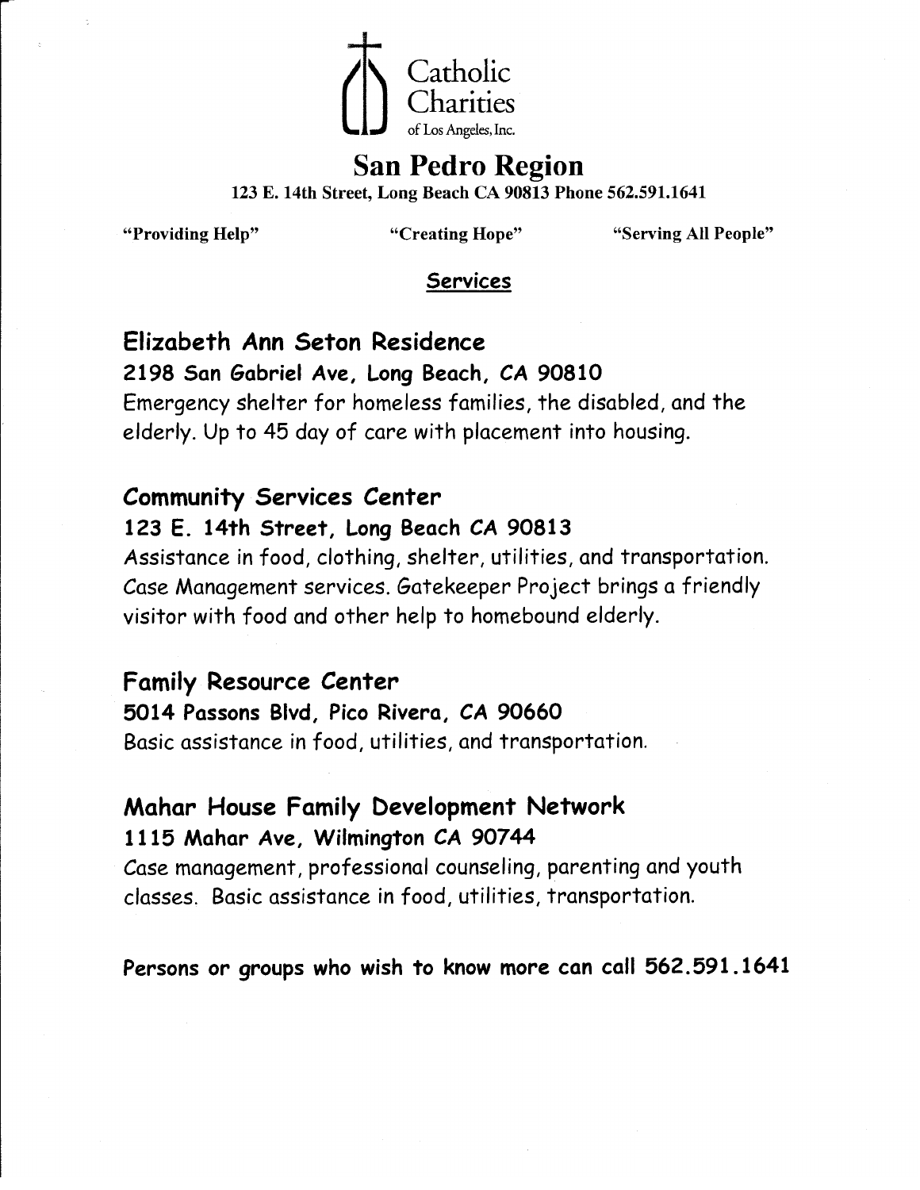Catholic Charities of Los Angeles, Inc.

# San Pedro Region

**123 E. 14th Street, Long Beach CA 90813 Phone 562.591.1641**

**"Providing Help"** **"Creating Hope"** **"Serving All People"**

## Services

### Elizabeth Ann Seton Residence

**2198 San Gabriel Ave, Long Beach, CA 90810**

Emergency shelter for homeless families, the disabled, and the elderly. Up to 45 day of care with placement into housing.

### Community Services Center

**123 E. 14th Street, Long Beach CA 90813**

Assistance in food, clothing, shelter, utilities, and transportation. Case Management services. Gatekeeper Project brings a friendly visitor with food and other help to homebound elderly.

### Family Resource Center

**5014 Passons Blvd, Pico Rivera, CA 90660**

Basic assistance in food, utilities, and transportation.

### Mahar House Family Development Network

**1115 Mahar Ave, Wilmington CA 90744**

Case management, professional counseling, parenting and youth classes. Basic assistance in food, utilities, transportation.

**Persons or groups who wish to know more can call 562.591.1641**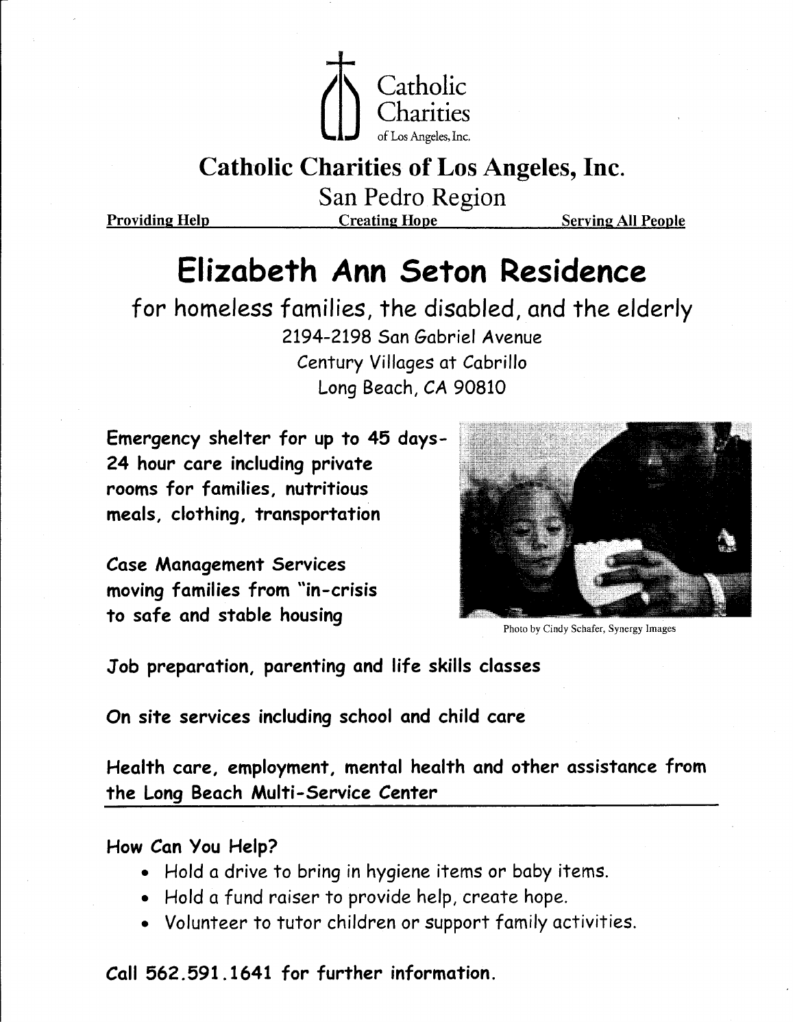Catholic Charities of Los Angeles, Inc.

# Catholic Charities of Los Angeles, Inc.

San Pedro Region

Providing Help — Creating Hope — Serving All People

# Elizabeth Ann Seton Residence

## for homeless families, the disabled, and the elderly

2194-2198 San Gabriel Avenue
Century Villages at Cabrillo
Long Beach, CA 90810

**Emergency shelter for up to 45 days- 24 hour care including private rooms for families, nutritious meals, clothing, transportation**

**Case Management Services moving families from "in-crisis to safe and stable housing**

Photo by Cindy Schafer, Synergy Images

**Job preparation, parenting and life skills classes**

**On site services including school and child care**

**Health care, employment, mental health and other assistance from the Long Beach Multi-Service Center**

---

**How Can You Help?**

- Hold a drive to bring in hygiene items or baby items.
- Hold a fund raiser to provide help, create hope.
- Volunteer to tutor children or support family activities.

**Call 562.591.1641 for further information.**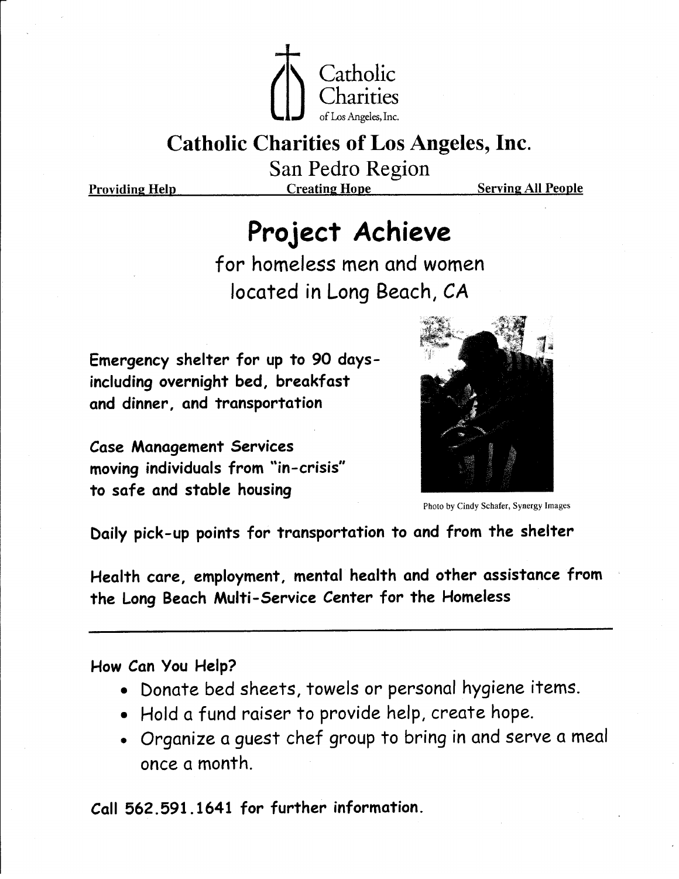Catholic Charities of Los Angeles, Inc.

# Catholic Charities of Los Angeles, Inc.

San Pedro Region

Providing Help — Creating Hope — Serving All People

## Project Achieve

for homeless men and women
located in Long Beach, CA

**Emergency shelter for up to 90 days- including overnight bed, breakfast and dinner, and transportation**

**Case Management Services moving individuals from "in-crisis" to safe and stable housing**

Photo by Cindy Schafer, Synergy Images

**Daily pick-up points for transportation to and from the shelter**

**Health care, employment, mental health and other assistance from the Long Beach Multi-Service Center for the Homeless**

---

**How Can You Help?**

- Donate bed sheets, towels or personal hygiene items.
- Hold a fund raiser to provide help, create hope.
- Organize a guest chef group to bring in and serve a meal once a month.

**Call 562.591.1641 for further information.**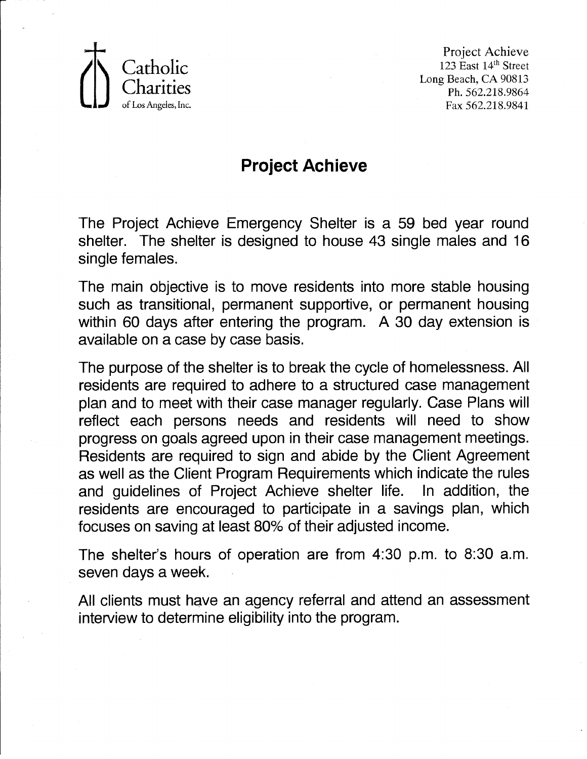Catholic Charities
of Los Angeles, Inc.

Project Achieve
123 East 14th Street
Long Beach, CA 90813
Ph. 562.218.9864
Fax 562.218.9841

# Project Achieve

The Project Achieve Emergency Shelter is a 59 bed year round shelter. The shelter is designed to house 43 single males and 16 single females.

The main objective is to move residents into more stable housing such as transitional, permanent supportive, or permanent housing within 60 days after entering the program. A 30 day extension is available on a case by case basis.

The purpose of the shelter is to break the cycle of homelessness. All residents are required to adhere to a structured case management plan and to meet with their case manager regularly. Case Plans will reflect each persons needs and residents will need to show progress on goals agreed upon in their case management meetings. Residents are required to sign and abide by the Client Agreement as well as the Client Program Requirements which indicate the rules and guidelines of Project Achieve shelter life. In addition, the residents are encouraged to participate in a savings plan, which focuses on saving at least 80% of their adjusted income.

The shelter's hours of operation are from 4:30 p.m. to 8:30 a.m. seven days a week.

All clients must have an agency referral and attend an assessment interview to determine eligibility into the program.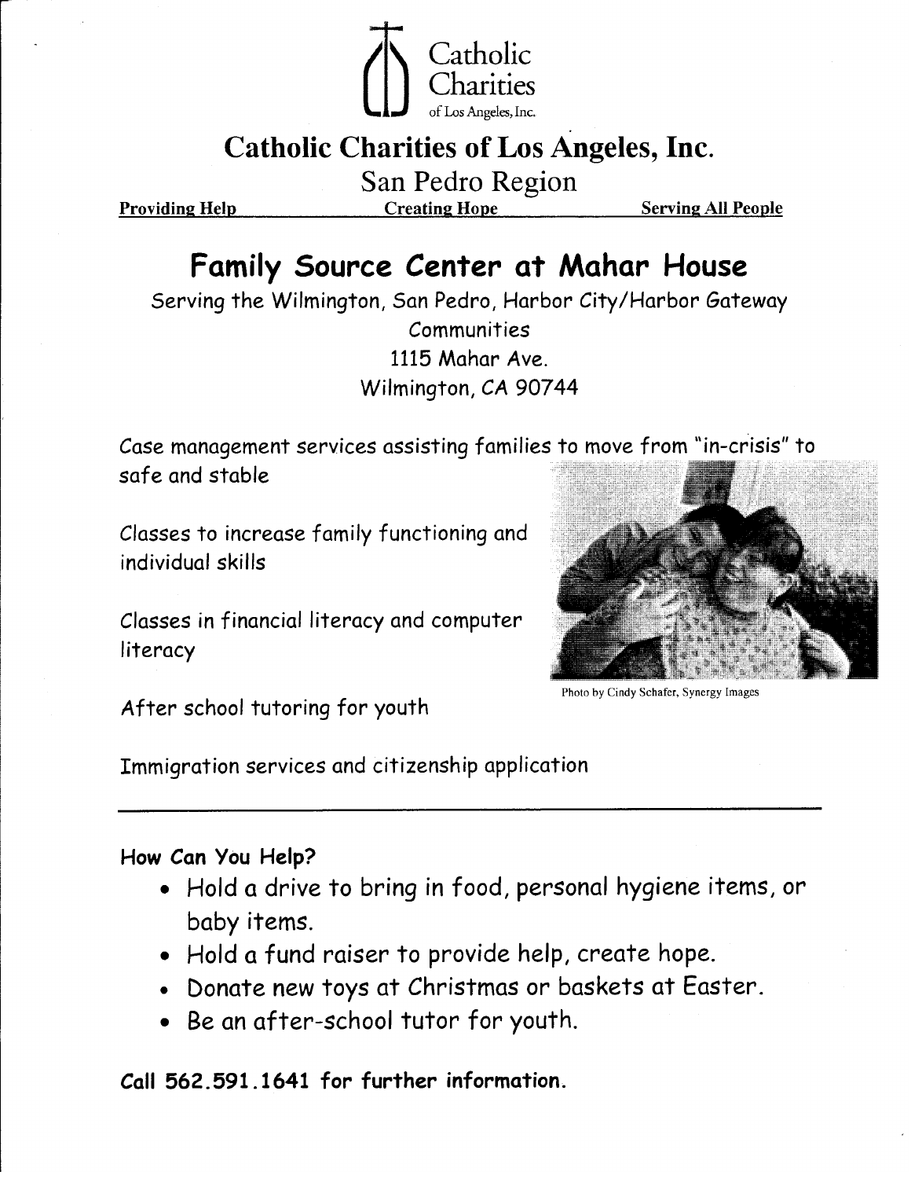Catholic Charities of Los Angeles, Inc.

# Catholic Charities of Los Angeles, Inc.

San Pedro Region

**Providing Help** **Creating Hope** **Serving All People**

## Family Source Center at Mahar House

Serving the Wilmington, San Pedro, Harbor City/Harbor Gateway Communities
1115 Mahar Ave.
Wilmington, CA 90744

Case management services assisting families to move from "in-crisis" to safe and stable

Classes to increase family functioning and individual skills

Classes in financial literacy and computer literacy

After school tutoring for youth

Photo by Cindy Schafer, Synergy Images

Immigration services and citizenship application

---

**How Can You Help?**

- Hold a drive to bring in food, personal hygiene items, or baby items.
- Hold a fund raiser to provide help, create hope.
- Donate new toys at Christmas or baskets at Easter.
- Be an after-school tutor for youth.

**Call 562.591.1641 for further information.**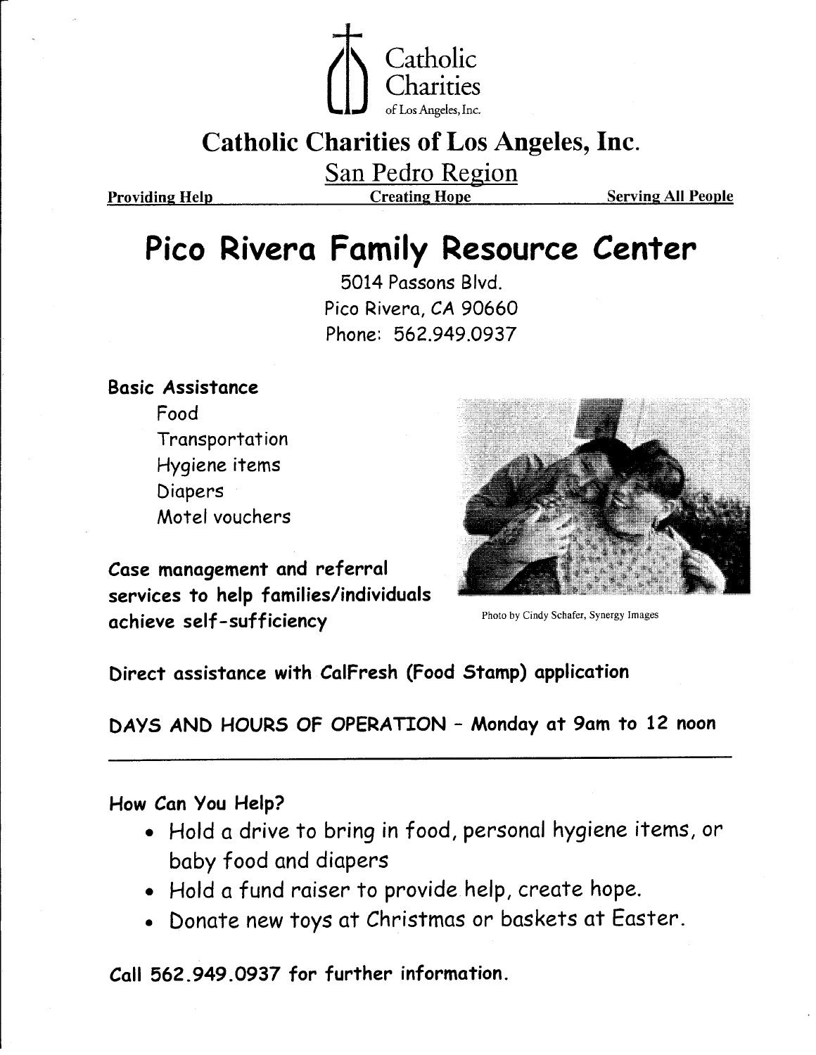Catholic Charities of Los Angeles, Inc.

# Catholic Charities of Los Angeles, Inc.

San Pedro Region

Providing Help | Creating Hope | Serving All People

# Pico Rivera Family Resource Center

5014 Passons Blvd.
Pico Rivera, CA 90660
Phone: 562.949.0937

**Basic Assistance**

- Food
- Transportation
- Hygiene items
- Diapers
- Motel vouchers

**Case management and referral services to help families/individuals achieve self-sufficiency**

Photo by Cindy Schafer, Synergy Images

**Direct assistance with CalFresh (Food Stamp) application**

**DAYS AND HOURS OF OPERATION – Monday at 9am to 12 noon**

---

**How Can You Help?**

- Hold a drive to bring in food, personal hygiene items, or baby food and diapers
- Hold a fund raiser to provide help, create hope.
- Donate new toys at Christmas or baskets at Easter.

**Call 562.949.0937 for further information.**